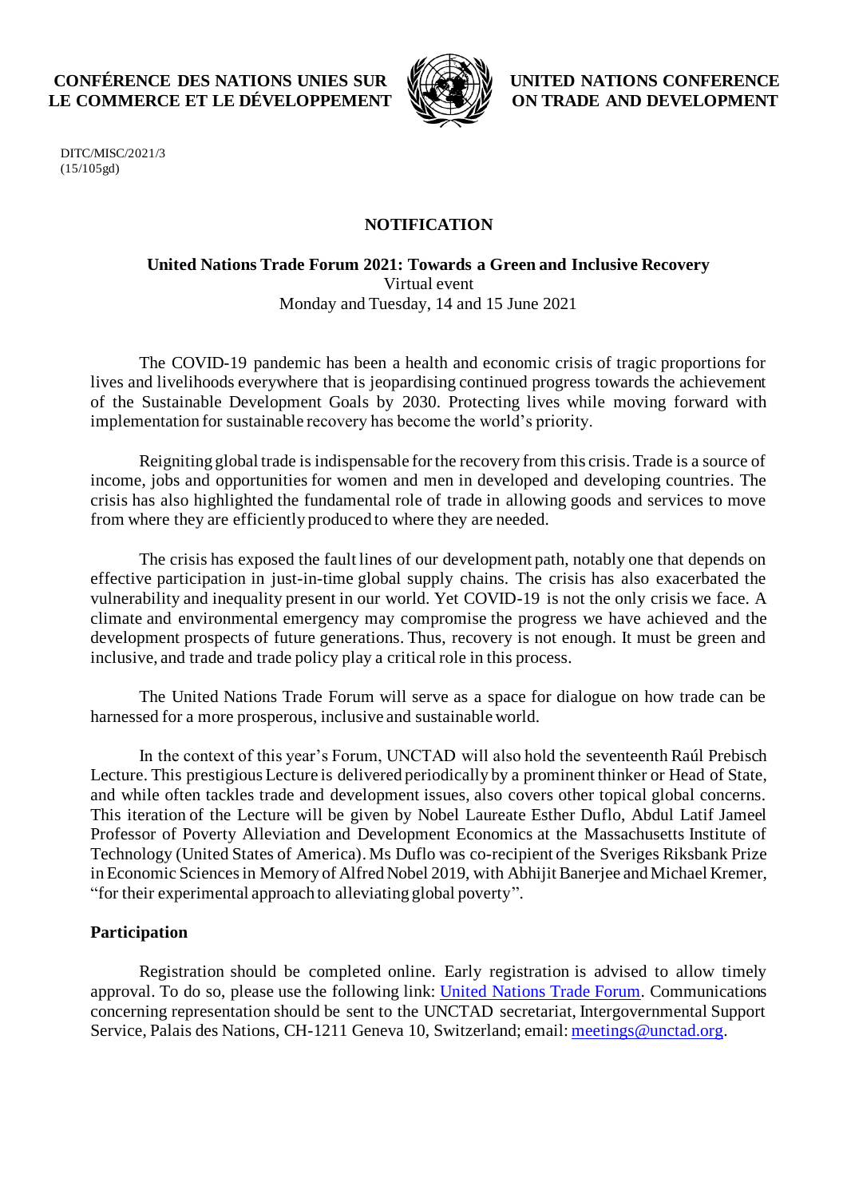CONFÉRENCE DES NATIONS UNIES SUR LE COMMERCE ET LE DÉVELOPPEMENT

UNITED NATIONS CONFERENCE ON TRADE AND DEVELOPMENT

DITC/MISC/2021/3
(15/105gd)

# NOTIFICATION

**United Nations Trade Forum 2021: Towards a Green and Inclusive Recovery**
Virtual event
Monday and Tuesday, 14 and 15 June 2021

The COVID-19 pandemic has been a health and economic crisis of tragic proportions for lives and livelihoods everywhere that is jeopardising continued progress towards the achievement of the Sustainable Development Goals by 2030. Protecting lives while moving forward with implementation for sustainable recovery has become the world's priority.

Reigniting global trade is indispensable for the recovery from this crisis. Trade is a source of income, jobs and opportunities for women and men in developed and developing countries. The crisis has also highlighted the fundamental role of trade in allowing goods and services to move from where they are efficiently produced to where they are needed.

The crisis has exposed the fault lines of our development path, notably one that depends on effective participation in just-in-time global supply chains. The crisis has also exacerbated the vulnerability and inequality present in our world. Yet COVID-19 is not the only crisis we face. A climate and environmental emergency may compromise the progress we have achieved and the development prospects of future generations. Thus, recovery is not enough. It must be green and inclusive, and trade and trade policy play a critical role in this process.

The United Nations Trade Forum will serve as a space for dialogue on how trade can be harnessed for a more prosperous, inclusive and sustainable world.

In the context of this year's Forum, UNCTAD will also hold the seventeenth Raúl Prebisch Lecture. This prestigious Lecture is delivered periodically by a prominent thinker or Head of State, and while often tackles trade and development issues, also covers other topical global concerns. This iteration of the Lecture will be given by Nobel Laureate Esther Duflo, Abdul Latif Jameel Professor of Poverty Alleviation and Development Economics at the Massachusetts Institute of Technology (United States of America). Ms Duflo was co-recipient of the Sveriges Riksbank Prize in Economic Sciences in Memory of Alfred Nobel 2019, with Abhijit Banerjee and Michael Kremer, "for their experimental approach to alleviating global poverty".

## Participation

Registration should be completed online. Early registration is advised to allow timely approval. To do so, please use the following link: United Nations Trade Forum. Communications concerning representation should be sent to the UNCTAD secretariat, Intergovernmental Support Service, Palais des Nations, CH-1211 Geneva 10, Switzerland; email: meetings@unctad.org.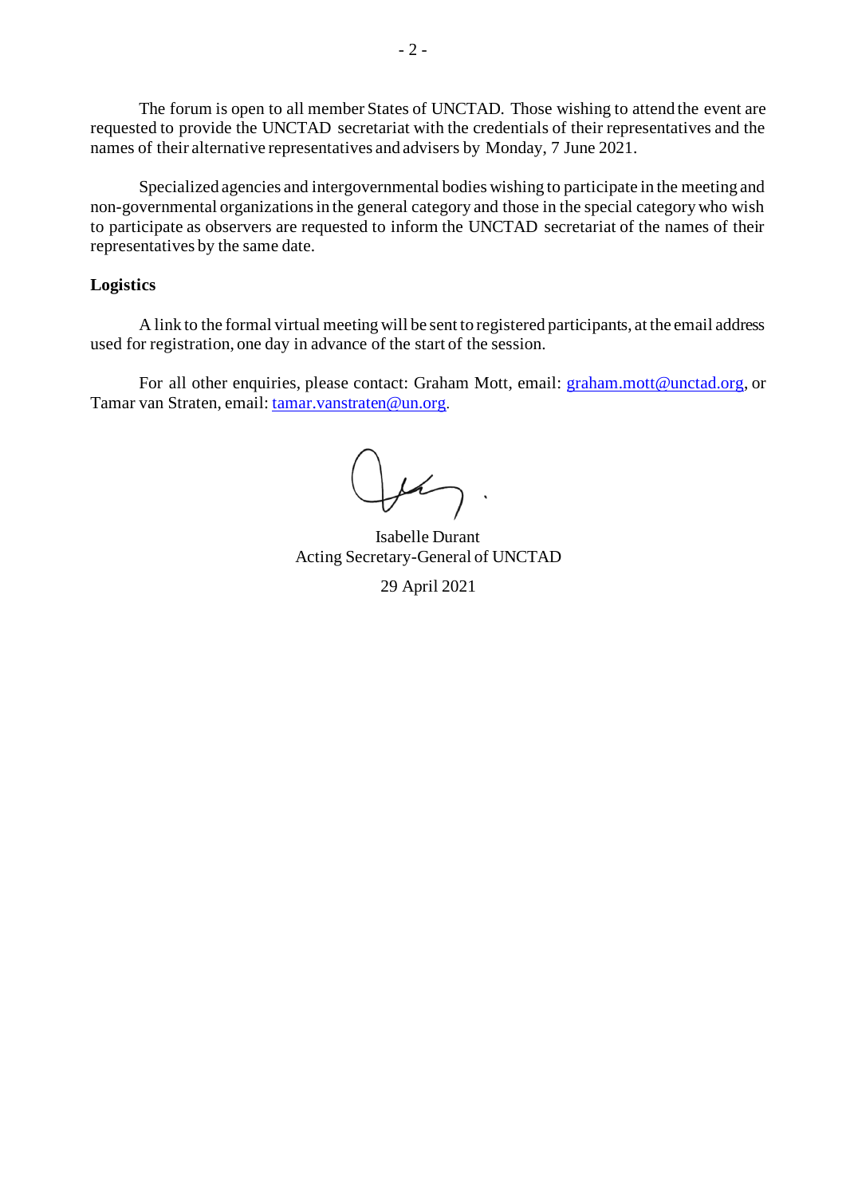The forum is open to all member States of UNCTAD. Those wishing to attend the event are requested to provide the UNCTAD secretariat with the credentials of their representatives and the names of their alternative representatives and advisers by Monday, 7 June 2021.

Specialized agencies and intergovernmental bodies wishing to participate in the meeting and non-governmental organizations in the general category and those in the special category who wish to participate as observers are requested to inform the UNCTAD secretariat of the names of their representatives by the same date.

**Logistics**

A link to the formal virtual meeting will be sent to registered participants, at the email address used for registration, one day in advance of the start of the session.

For all other enquiries, please contact: Graham Mott, email: graham.mott@unctad.org, or Tamar van Straten, email: tamar.vanstraten@un.org.

Isabelle Durant
Acting Secretary-General of UNCTAD

29 April 2021